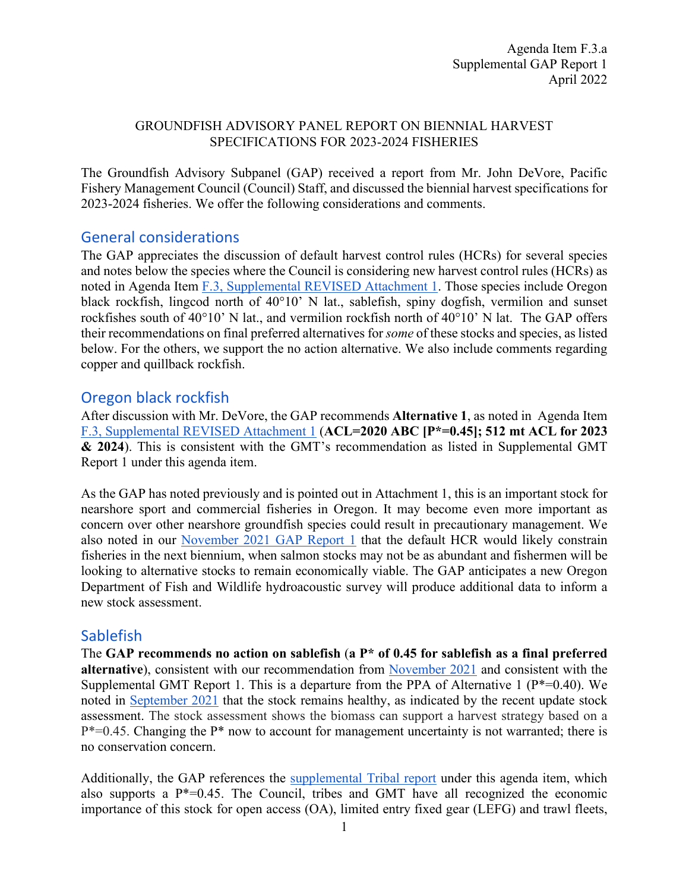Agenda Item F.3.a
Supplemental GAP Report 1
April 2022

GROUNDFISH ADVISORY PANEL REPORT ON BIENNIAL HARVEST SPECIFICATIONS FOR 2023-2024 FISHERIES

The Groundfish Advisory Subpanel (GAP) received a report from Mr. John DeVore, Pacific Fishery Management Council (Council) Staff, and discussed the biennial harvest specifications for 2023-2024 fisheries. We offer the following considerations and comments.

## General considerations

The GAP appreciates the discussion of default harvest control rules (HCRs) for several species and notes below the species where the Council is considering new harvest control rules (HCRs) as noted in Agenda Item F.3, Supplemental REVISED Attachment 1. Those species include Oregon black rockfish, lingcod north of 40°10' N lat., sablefish, spiny dogfish, vermilion and sunset rockfishes south of 40°10' N lat., and vermilion rockfish north of 40°10' N lat. The GAP offers their recommendations on final preferred alternatives for *some* of these stocks and species, as listed below. For the others, we support the no action alternative. We also include comments regarding copper and quillback rockfish.

## Oregon black rockfish

After discussion with Mr. DeVore, the GAP recommends **Alternative 1**, as noted in Agenda Item F.3, Supplemental REVISED Attachment 1 (**ACL=2020 ABC [P*=0.45]; 512 mt ACL for 2023 & 2024**). This is consistent with the GMT's recommendation as listed in Supplemental GMT Report 1 under this agenda item.

As the GAP has noted previously and is pointed out in Attachment 1, this is an important stock for nearshore sport and commercial fisheries in Oregon. It may become even more important as concern over other nearshore groundfish species could result in precautionary management. We also noted in our November 2021 GAP Report 1 that the default HCR would likely constrain fisheries in the next biennium, when salmon stocks may not be as abundant and fishermen will be looking to alternative stocks to remain economically viable. The GAP anticipates a new Oregon Department of Fish and Wildlife hydroacoustic survey will produce additional data to inform a new stock assessment.

## Sablefish

The **GAP recommends no action on sablefish** (**a P* of 0.45 for sablefish as a final preferred alternative**), consistent with our recommendation from November 2021 and consistent with the Supplemental GMT Report 1. This is a departure from the PPA of Alternative 1 (P*=0.40). We noted in September 2021 that the stock remains healthy, as indicated by the recent update stock assessment. The stock assessment shows the biomass can support a harvest strategy based on a P*=0.45. Changing the P* now to account for management uncertainty is not warranted; there is no conservation concern.

Additionally, the GAP references the supplemental Tribal report under this agenda item, which also supports a P*=0.45. The Council, tribes and GMT have all recognized the economic importance of this stock for open access (OA), limited entry fixed gear (LEFG) and trawl fleets,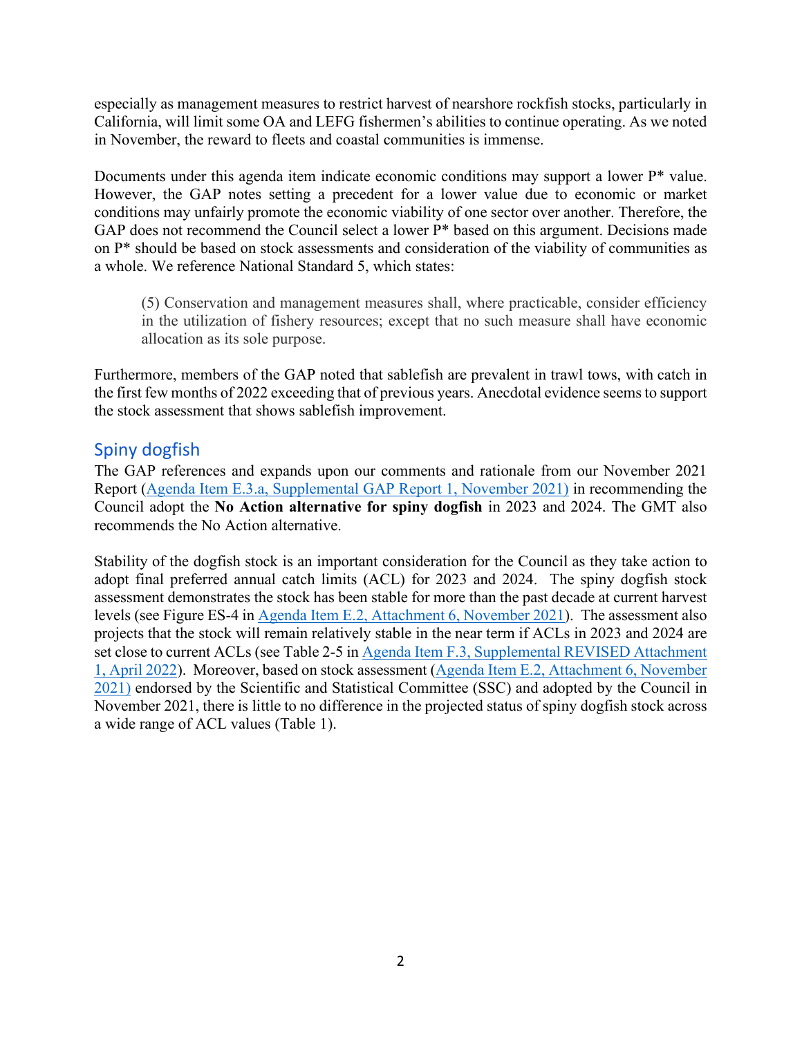especially as management measures to restrict harvest of nearshore rockfish stocks, particularly in California, will limit some OA and LEFG fishermen's abilities to continue operating. As we noted in November, the reward to fleets and coastal communities is immense.

Documents under this agenda item indicate economic conditions may support a lower P* value. However, the GAP notes setting a precedent for a lower value due to economic or market conditions may unfairly promote the economic viability of one sector over another. Therefore, the GAP does not recommend the Council select a lower P* based on this argument. Decisions made on P* should be based on stock assessments and consideration of the viability of communities as a whole. We reference National Standard 5, which states:

> (5) Conservation and management measures shall, where practicable, consider efficiency in the utilization of fishery resources; except that no such measure shall have economic allocation as its sole purpose.

Furthermore, members of the GAP noted that sablefish are prevalent in trawl tows, with catch in the first few months of 2022 exceeding that of previous years. Anecdotal evidence seems to support the stock assessment that shows sablefish improvement.

## Spiny dogfish

The GAP references and expands upon our comments and rationale from our November 2021 Report (Agenda Item E.3.a, Supplemental GAP Report 1, November 2021) in recommending the Council adopt the **No Action alternative for spiny dogfish** in 2023 and 2024. The GMT also recommends the No Action alternative.

Stability of the dogfish stock is an important consideration for the Council as they take action to adopt final preferred annual catch limits (ACL) for 2023 and 2024. The spiny dogfish stock assessment demonstrates the stock has been stable for more than the past decade at current harvest levels (see Figure ES-4 in Agenda Item E.2, Attachment 6, November 2021). The assessment also projects that the stock will remain relatively stable in the near term if ACLs in 2023 and 2024 are set close to current ACLs (see Table 2-5 in Agenda Item F.3, Supplemental REVISED Attachment 1, April 2022). Moreover, based on stock assessment (Agenda Item E.2, Attachment 6, November 2021) endorsed by the Scientific and Statistical Committee (SSC) and adopted by the Council in November 2021, there is little to no difference in the projected status of spiny dogfish stock across a wide range of ACL values (Table 1).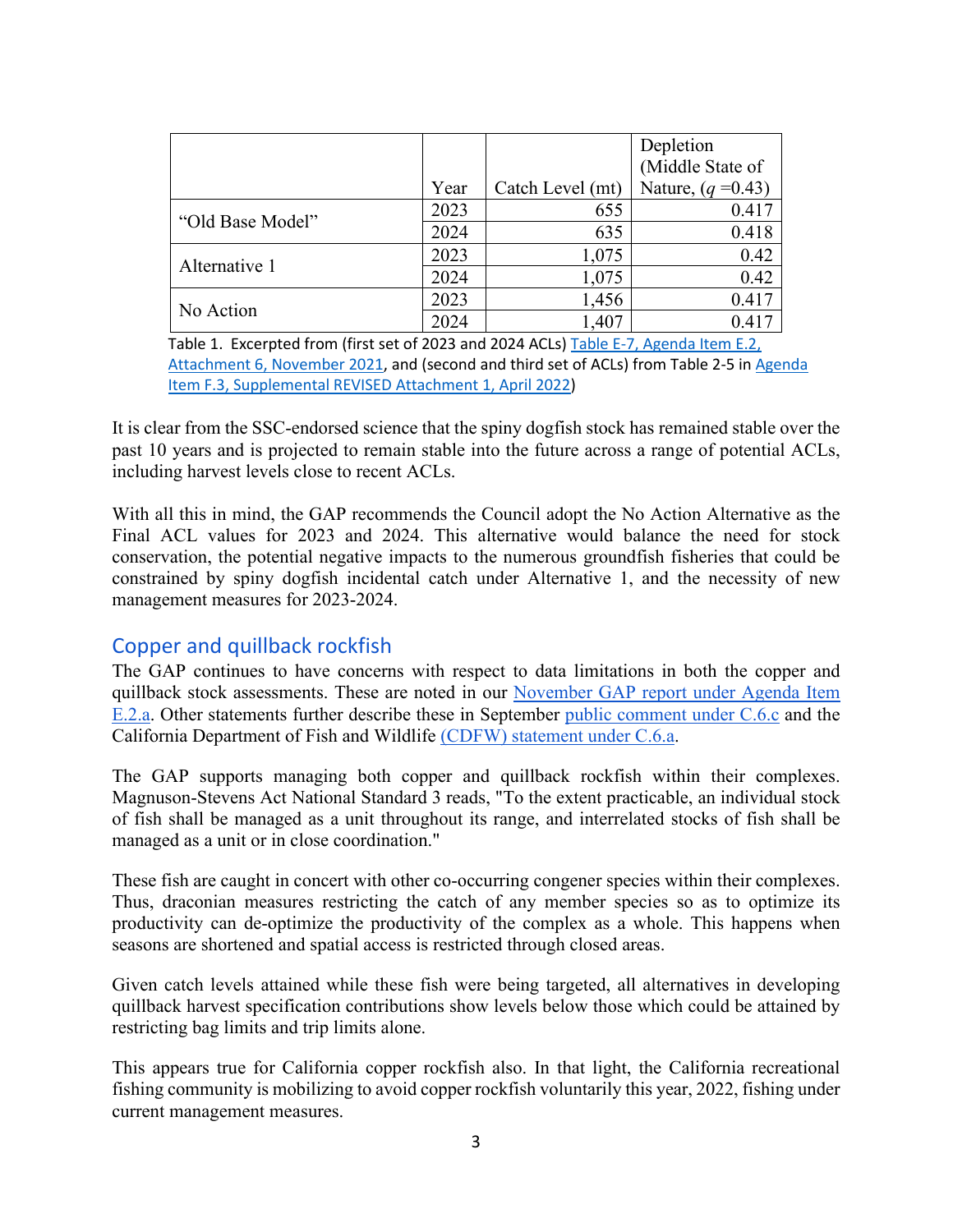| | Year | Catch Level (mt) | Depletion (Middle State of Nature, ($q$ =0.43) |
|---|---|---|---|
| "Old Base Model" | 2023 | 655 | 0.417 |
| | 2024 | 635 | 0.418 |
| Alternative 1 | 2023 | 1,075 | 0.42 |
| | 2024 | 1,075 | 0.42 |
| No Action | 2023 | 1,456 | 0.417 |
| | 2024 | 1,407 | 0.417 |

Table 1. Excerpted from (first set of 2023 and 2024 ACLs) Table E-7, Agenda Item E.2, Attachment 6, November 2021, and (second and third set of ACLs) from Table 2-5 in Agenda Item F.3, Supplemental REVISED Attachment 1, April 2022)

It is clear from the SSC-endorsed science that the spiny dogfish stock has remained stable over the past 10 years and is projected to remain stable into the future across a range of potential ACLs, including harvest levels close to recent ACLs.

With all this in mind, the GAP recommends the Council adopt the No Action Alternative as the Final ACL values for 2023 and 2024. This alternative would balance the need for stock conservation, the potential negative impacts to the numerous groundfish fisheries that could be constrained by spiny dogfish incidental catch under Alternative 1, and the necessity of new management measures for 2023-2024.

## Copper and quillback rockfish

The GAP continues to have concerns with respect to data limitations in both the copper and quillback stock assessments. These are noted in our November GAP report under Agenda Item E.2.a. Other statements further describe these in September public comment under C.6.c and the California Department of Fish and Wildlife (CDFW) statement under C.6.a.

The GAP supports managing both copper and quillback rockfish within their complexes. Magnuson-Stevens Act National Standard 3 reads, "To the extent practicable, an individual stock of fish shall be managed as a unit throughout its range, and interrelated stocks of fish shall be managed as a unit or in close coordination."

These fish are caught in concert with other co-occurring congener species within their complexes. Thus, draconian measures restricting the catch of any member species so as to optimize its productivity can de-optimize the productivity of the complex as a whole. This happens when seasons are shortened and spatial access is restricted through closed areas.

Given catch levels attained while these fish were being targeted, all alternatives in developing quillback harvest specification contributions show levels below those which could be attained by restricting bag limits and trip limits alone.

This appears true for California copper rockfish also. In that light, the California recreational fishing community is mobilizing to avoid copper rockfish voluntarily this year, 2022, fishing under current management measures.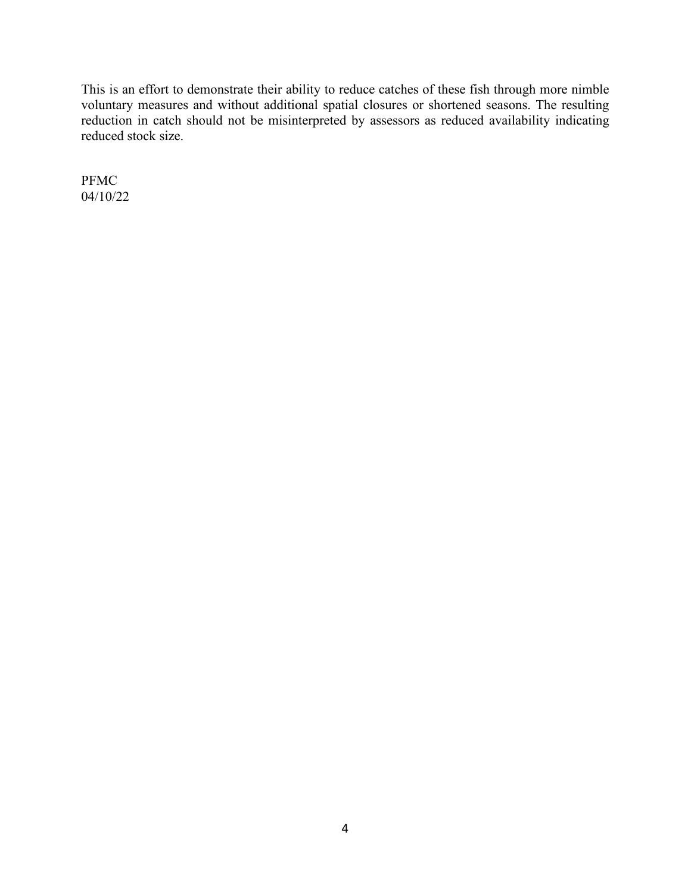This is an effort to demonstrate their ability to reduce catches of these fish through more nimble voluntary measures and without additional spatial closures or shortened seasons. The resulting reduction in catch should not be misinterpreted by assessors as reduced availability indicating reduced stock size.

PFMC
04/10/22